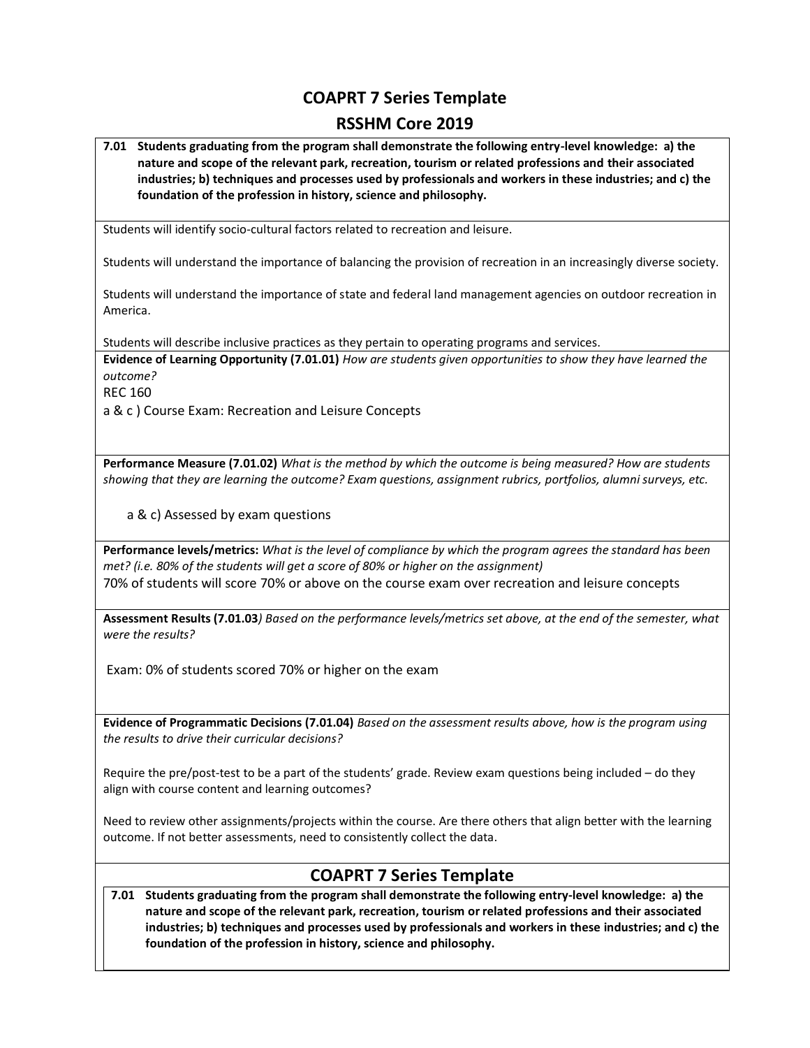# COAPRT 7 Series Template

## RSSHM Core 2019

**7.01 Students graduating from the program shall demonstrate the following entry-level knowledge: a) the nature and scope of the relevant park, recreation, tourism or related professions and their associated industries; b) techniques and processes used by professionals and workers in these industries; and c) the foundation of the profession in history, science and philosophy.**

Students will identify socio-cultural factors related to recreation and leisure.

Students will understand the importance of balancing the provision of recreation in an increasingly diverse society.

Students will understand the importance of state and federal land management agencies on outdoor recreation in America.

Students will describe inclusive practices as they pertain to operating programs and services.

**Evidence of Learning Opportunity (7.01.01)** *How are students given opportunities to show they have learned the outcome?*

REC 160

a & c ) Course Exam: Recreation and Leisure Concepts

**Performance Measure (7.01.02)** *What is the method by which the outcome is being measured? How are students showing that they are learning the outcome? Exam questions, assignment rubrics, portfolios, alumni surveys, etc.*

a & c) Assessed by exam questions

**Performance levels/metrics:** *What is the level of compliance by which the program agrees the standard has been met? (i.e. 80% of the students will get a score of 80% or higher on the assignment)*

70% of students will score 70% or above on the course exam over recreation and leisure concepts

**Assessment Results (7.01.03***) Based on the performance levels/metrics set above, at the end of the semester, what were the results?*

Exam: 0% of students scored 70% or higher on the exam

**Evidence of Programmatic Decisions (7.01.04)** *Based on the assessment results above, how is the program using the results to drive their curricular decisions?*

Require the pre/post-test to be a part of the students' grade. Review exam questions being included – do they align with course content and learning outcomes?

Need to review other assignments/projects within the course. Are there others that align better with the learning outcome. If not better assessments, need to consistently collect the data.

# COAPRT 7 Series Template

**7.01 Students graduating from the program shall demonstrate the following entry-level knowledge: a) the nature and scope of the relevant park, recreation, tourism or related professions and their associated industries; b) techniques and processes used by professionals and workers in these industries; and c) the foundation of the profession in history, science and philosophy.**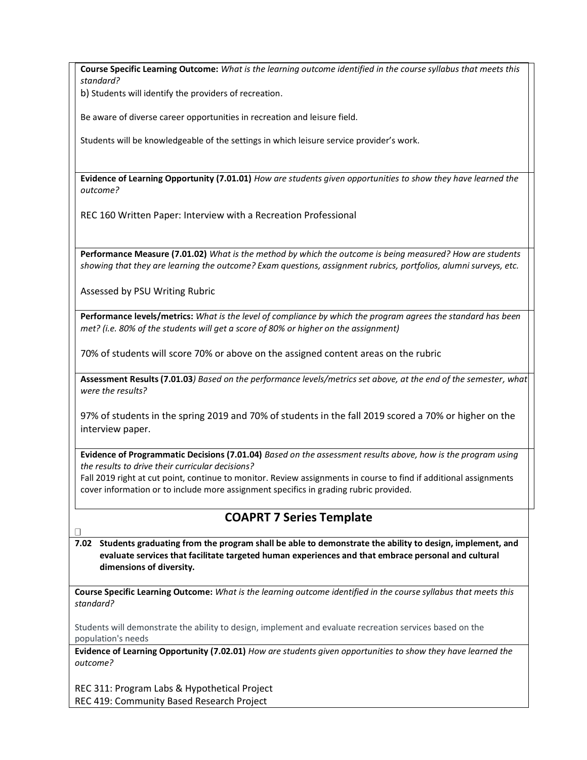**Course Specific Learning Outcome:** *What is the learning outcome identified in the course syllabus that meets this standard?*

b) Students will identify the providers of recreation.

Be aware of diverse career opportunities in recreation and leisure field.

Students will be knowledgeable of the settings in which leisure service provider's work.

**Evidence of Learning Opportunity (7.01.01)** *How are students given opportunities to show they have learned the outcome?*

REC 160 Written Paper: Interview with a Recreation Professional

**Performance Measure (7.01.02)** *What is the method by which the outcome is being measured? How are students showing that they are learning the outcome? Exam questions, assignment rubrics, portfolios, alumni surveys, etc.*

Assessed by PSU Writing Rubric

**Performance levels/metrics:** *What is the level of compliance by which the program agrees the standard has been met? (i.e. 80% of the students will get a score of 80% or higher on the assignment)*

70% of students will score 70% or above on the assigned content areas on the rubric

**Assessment Results (7.01.03**) *Based on the performance levels/metrics set above, at the end of the semester, what were the results?*

97% of students in the spring 2019 and 70% of students in the fall 2019 scored a 70% or higher on the interview paper.

**Evidence of Programmatic Decisions (7.01.04)** *Based on the assessment results above, how is the program using the results to drive their curricular decisions?*

Fall 2019 right at cut point, continue to monitor. Review assignments in course to find if additional assignments cover information or to include more assignment specifics in grading rubric provided.

## COAPRT 7 Series Template

**7.02 Students graduating from the program shall be able to demonstrate the ability to design, implement, and evaluate services that facilitate targeted human experiences and that embrace personal and cultural dimensions of diversity.**

**Course Specific Learning Outcome:** *What is the learning outcome identified in the course syllabus that meets this standard?*

Students will demonstrate the ability to design, implement and evaluate recreation services based on the population's needs

**Evidence of Learning Opportunity (7.02.01)** *How are students given opportunities to show they have learned the outcome?*

REC 311: Program Labs & Hypothetical Project
REC 419: Community Based Research Project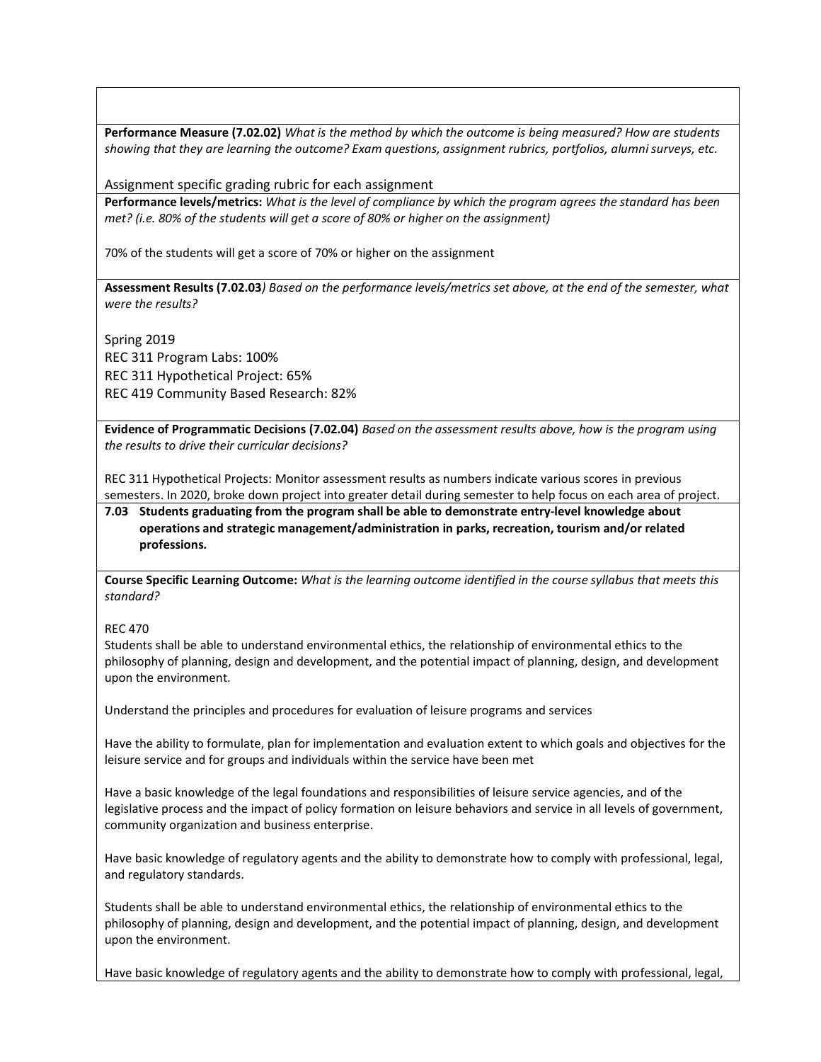**Performance Measure (7.02.02)** *What is the method by which the outcome is being measured? How are students showing that they are learning the outcome? Exam questions, assignment rubrics, portfolios, alumni surveys, etc.*

Assignment specific grading rubric for each assignment

**Performance levels/metrics:** *What is the level of compliance by which the program agrees the standard has been met? (i.e. 80% of the students will get a score of 80% or higher on the assignment)*

70% of the students will get a score of 70% or higher on the assignment

**Assessment Results (7.02.03***) Based on the performance levels/metrics set above, at the end of the semester, what were the results?*

Spring 2019
REC 311 Program Labs: 100%
REC 311 Hypothetical Project: 65%
REC 419 Community Based Research: 82%

**Evidence of Programmatic Decisions (7.02.04)** *Based on the assessment results above, how is the program using the results to drive their curricular decisions?*

REC 311 Hypothetical Projects: Monitor assessment results as numbers indicate various scores in previous semesters. In 2020, broke down project into greater detail during semester to help focus on each area of project.

**7.03 Students graduating from the program shall be able to demonstrate entry-level knowledge about operations and strategic management/administration in parks, recreation, tourism and/or related professions.**

**Course Specific Learning Outcome:** *What is the learning outcome identified in the course syllabus that meets this standard?*

REC 470
Students shall be able to understand environmental ethics, the relationship of environmental ethics to the philosophy of planning, design and development, and the potential impact of planning, design, and development upon the environment.

Understand the principles and procedures for evaluation of leisure programs and services

Have the ability to formulate, plan for implementation and evaluation extent to which goals and objectives for the leisure service and for groups and individuals within the service have been met

Have a basic knowledge of the legal foundations and responsibilities of leisure service agencies, and of the legislative process and the impact of policy formation on leisure behaviors and service in all levels of government, community organization and business enterprise.

Have basic knowledge of regulatory agents and the ability to demonstrate how to comply with professional, legal, and regulatory standards.

Students shall be able to understand environmental ethics, the relationship of environmental ethics to the philosophy of planning, design and development, and the potential impact of planning, design, and development upon the environment.

Have basic knowledge of regulatory agents and the ability to demonstrate how to comply with professional, legal,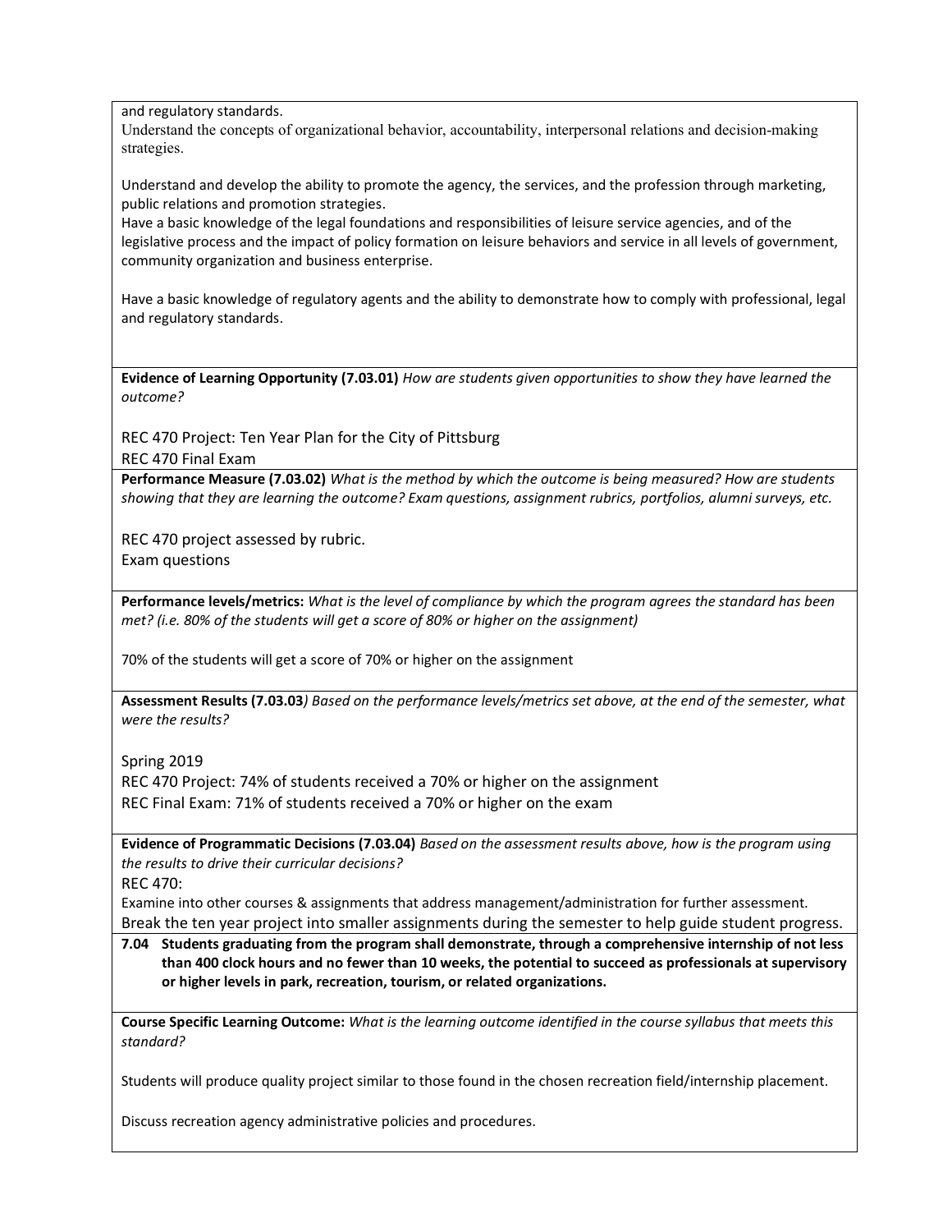and regulatory standards.

Understand the concepts of organizational behavior, accountability, interpersonal relations and decision-making strategies.

Understand and develop the ability to promote the agency, the services, and the profession through marketing, public relations and promotion strategies.

Have a basic knowledge of the legal foundations and responsibilities of leisure service agencies, and of the legislative process and the impact of policy formation on leisure behaviors and service in all levels of government, community organization and business enterprise.

Have a basic knowledge of regulatory agents and the ability to demonstrate how to comply with professional, legal and regulatory standards.

**Evidence of Learning Opportunity (7.03.01)** *How are students given opportunities to show they have learned the outcome?*

REC 470 Project: Ten Year Plan for the City of Pittsburg
REC 470 Final Exam

**Performance Measure (7.03.02)** *What is the method by which the outcome is being measured? How are students showing that they are learning the outcome? Exam questions, assignment rubrics, portfolios, alumni surveys, etc.*

REC 470 project assessed by rubric.
Exam questions

**Performance levels/metrics:** *What is the level of compliance by which the program agrees the standard has been met? (i.e. 80% of the students will get a score of 80% or higher on the assignment)*

70% of the students will get a score of 70% or higher on the assignment

**Assessment Results (7.03.03***) Based on the performance levels/metrics set above, at the end of the semester, what were the results?*

Spring 2019
REC 470 Project: 74% of students received a 70% or higher on the assignment
REC Final Exam: 71% of students received a 70% or higher on the exam

**Evidence of Programmatic Decisions (7.03.04)** *Based on the assessment results above, how is the program using the results to drive their curricular decisions?*

REC 470:

Examine into other courses & assignments that address management/administration for further assessment.
Break the ten year project into smaller assignments during the semester to help guide student progress.

**7.04 Students graduating from the program shall demonstrate, through a comprehensive internship of not less than 400 clock hours and no fewer than 10 weeks, the potential to succeed as professionals at supervisory or higher levels in park, recreation, tourism, or related organizations.**

**Course Specific Learning Outcome:** *What is the learning outcome identified in the course syllabus that meets this standard?*

Students will produce quality project similar to those found in the chosen recreation field/internship placement.

Discuss recreation agency administrative policies and procedures.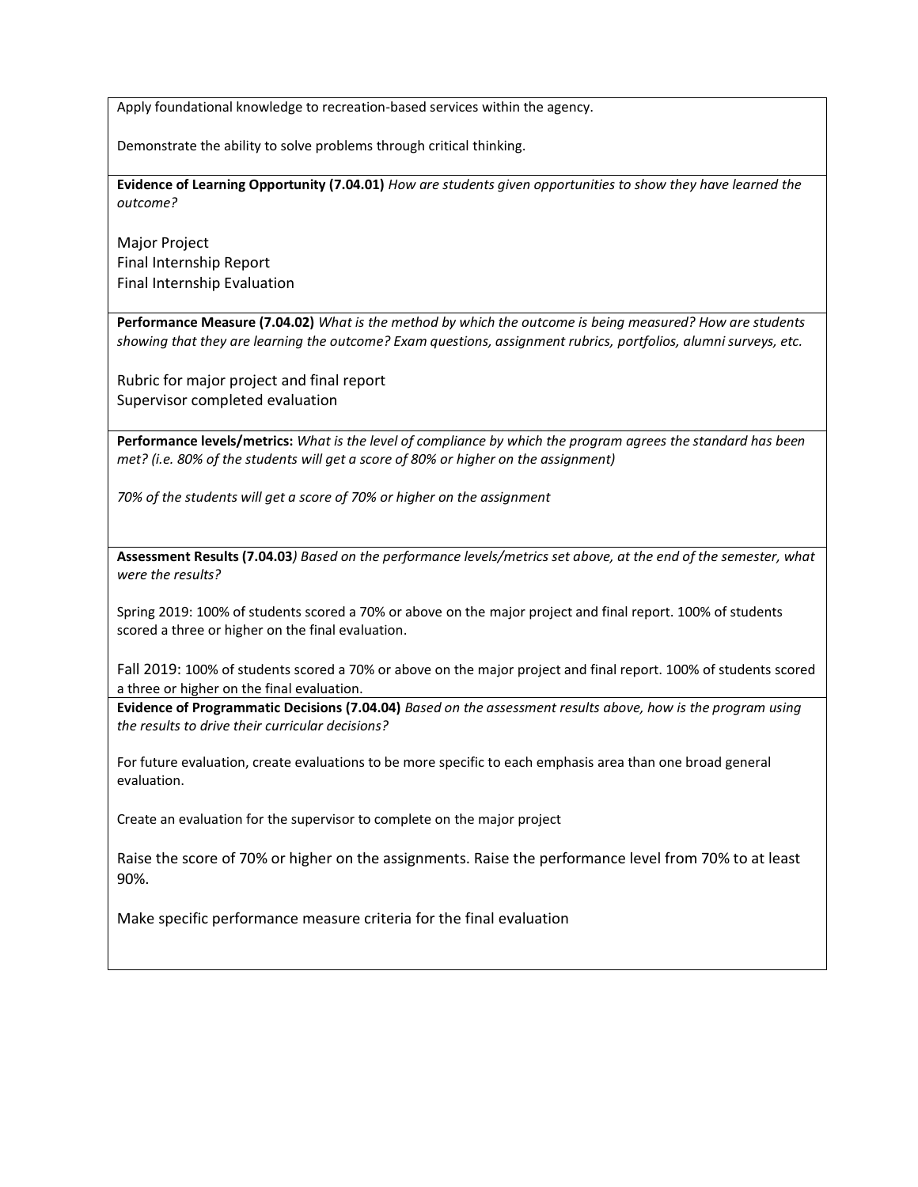Apply foundational knowledge to recreation-based services within the agency.

Demonstrate the ability to solve problems through critical thinking.

**Evidence of Learning Opportunity (7.04.01)** *How are students given opportunities to show they have learned the outcome?*

Major Project
Final Internship Report
Final Internship Evaluation

**Performance Measure (7.04.02)** *What is the method by which the outcome is being measured? How are students showing that they are learning the outcome? Exam questions, assignment rubrics, portfolios, alumni surveys, etc.*

Rubric for major project and final report
Supervisor completed evaluation

**Performance levels/metrics:** *What is the level of compliance by which the program agrees the standard has been met? (i.e. 80% of the students will get a score of 80% or higher on the assignment)*

*70% of the students will get a score of 70% or higher on the assignment*

**Assessment Results (7.04.03***) Based on the performance levels/metrics set above, at the end of the semester, what were the results?*

Spring 2019: 100% of students scored a 70% or above on the major project and final report. 100% of students scored a three or higher on the final evaluation.

Fall 2019: 100% of students scored a 70% or above on the major project and final report. 100% of students scored a three or higher on the final evaluation.

**Evidence of Programmatic Decisions (7.04.04)** *Based on the assessment results above, how is the program using the results to drive their curricular decisions?*

For future evaluation, create evaluations to be more specific to each emphasis area than one broad general evaluation.

Create an evaluation for the supervisor to complete on the major project

Raise the score of 70% or higher on the assignments. Raise the performance level from 70% to at least 90%.

Make specific performance measure criteria for the final evaluation